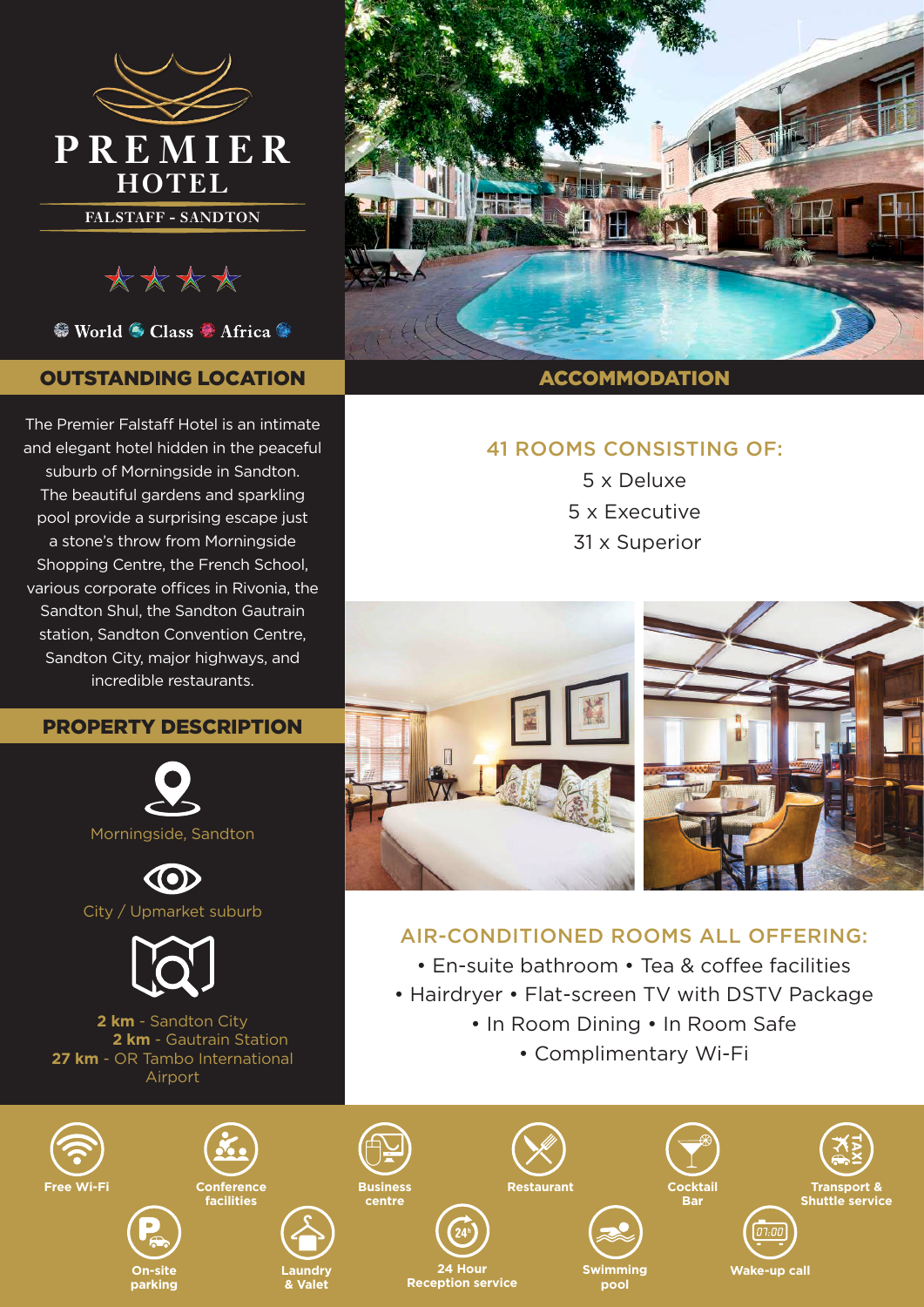# PREMIER HOTEL

FALSTAFF - SANDTON

★★★★

World Class Africa

## OUTSTANDING LOCATION

The Premier Falstaff Hotel is an intimate and elegant hotel hidden in the peaceful suburb of Morningside in Sandton. The beautiful gardens and sparkling pool provide a surprising escape just a stone's throw from Morningside Shopping Centre, the French School, various corporate offices in Rivonia, the Sandton Shul, the Sandton Gautrain station, Sandton Convention Centre, Sandton City, major highways, and incredible restaurants.

## PROPERTY DESCRIPTION

Morningside, Sandton

City / Upmarket suburb

**2 km** - Sandton City
**2 km** - Gautrain Station
**27 km** - OR Tambo International Airport

## ACCOMMODATION

### 41 ROOMS CONSISTING OF:

5 x Deluxe
5 x Executive
31 x Superior

### AIR-CONDITIONED ROOMS ALL OFFERING:

- En-suite bathroom
- Tea & coffee facilities
- Hairdryer
- Flat-screen TV with DSTV Package
- In Room Dining
- In Room Safe
- Complimentary Wi-Fi

- Free Wi-Fi
- Conference facilities
- Business centre
- Restaurant
- Cocktail Bar
- Transport & Shuttle service
- On-site parking
- Laundry & Valet
- 24 Hour Reception service
- Swimming pool
- Wake-up call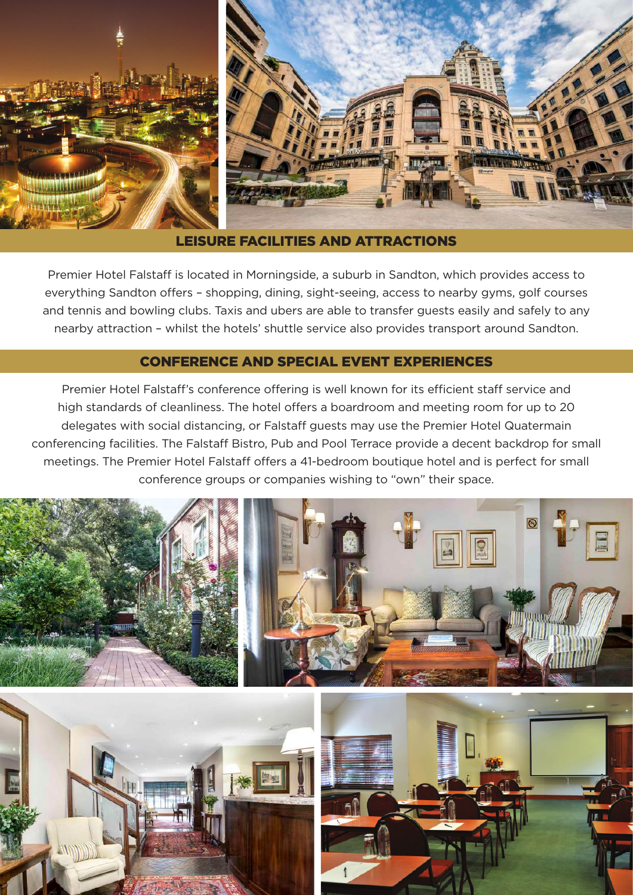## LEISURE FACILITIES AND ATTRACTIONS

Premier Hotel Falstaff is located in Morningside, a suburb in Sandton, which provides access to everything Sandton offers – shopping, dining, sight-seeing, access to nearby gyms, golf courses and tennis and bowling clubs. Taxis and ubers are able to transfer guests easily and safely to any nearby attraction – whilst the hotels' shuttle service also provides transport around Sandton.

## CONFERENCE AND SPECIAL EVENT EXPERIENCES

Premier Hotel Falstaff's conference offering is well known for its efficient staff service and high standards of cleanliness. The hotel offers a boardroom and meeting room for up to 20 delegates with social distancing, or Falstaff guests may use the Premier Hotel Quatermain conferencing facilities. The Falstaff Bistro, Pub and Pool Terrace provide a decent backdrop for small meetings. The Premier Hotel Falstaff offers a 41-bedroom boutique hotel and is perfect for small conference groups or companies wishing to "own" their space.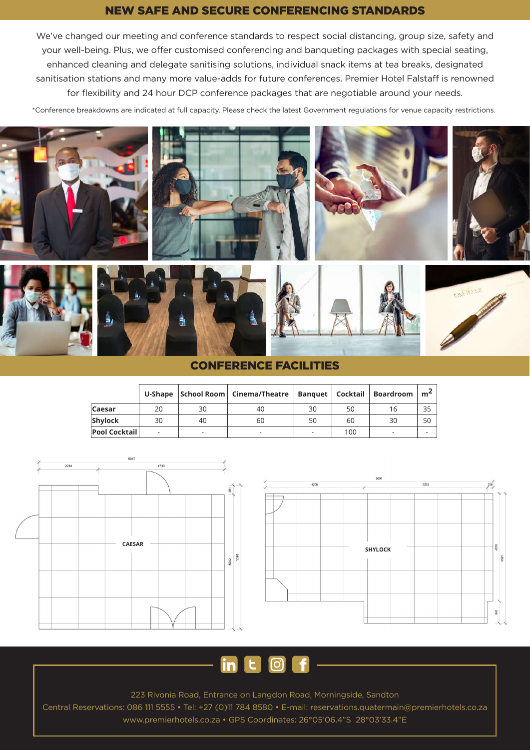## NEW SAFE AND SECURE CONFERENCING STANDARDS

We've changed our meeting and conference standards to respect social distancing, group size, safety and your well-being. Plus, we offer customised conferencing and banqueting packages with special seating, enhanced cleaning and delegate sanitising solutions, individual snack items at tea breaks, designated sanitisation stations and many more value-adds for future conferences. Premier Hotel Falstaff is renowned for flexibility and 24 hour DCP conference packages that are negotiable around your needs.

*Conference breakdowns are indicated at full capacity. Please check the latest Government regulations for venue capacity restrictions.

## CONFERENCE FACILITIES

| | U-Shape | School Room | Cinema/Theatre | Banquet | Cocktail | Boardroom | $m^2$ |
|---|---|---|---|---|---|---|---|
| **Caesar** | 20 | 30 | 40 | 30 | 50 | 16 | 35 |
| **Shylock** | 30 | 40 | 60 | 50 | 60 | 30 | 50 |
| **Pool Cocktail** | - | - | - | - | 100 | - | - |

CAESAR

6947
2214
4733
351
5642
5393

SHYLOCK

9697
4206
5253
238
4678
5321
643

223 Rivonia Road, Entrance on Langdon Road, Morningside, Sandton
Central Reservations: 086 111 5555 • Tel: +27 (0)11 784 8580 • E-mail: reservations.quatermain@premierhotels.co.za
www.premierhotels.co.za • GPS Coordinates: 26°05'06.4"S 28°03'33.4"E